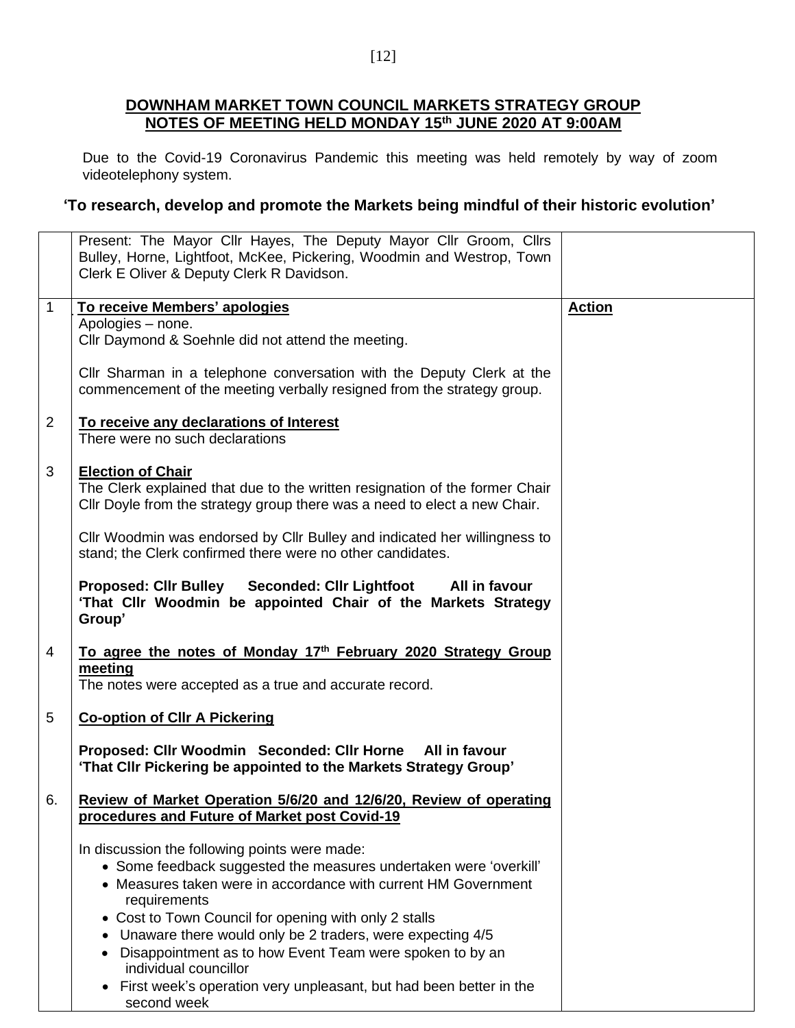# DOWNHAM MARKET TOWN COUNCIL MARKETS STRATEGY GROUP
## NOTES OF MEETING HELD MONDAY 15th JUNE 2020 AT 9:00AM

Due to the Covid-19 Coronavirus Pandemic this meeting was held remotely by way of zoom videotelephony system.

**'To research, develop and promote the Markets being mindful of their historic evolution'**

| | | |
|---|---|---|
| | Present: The Mayor Cllr Hayes, The Deputy Mayor Cllr Groom, Cllrs Bulley, Horne, Lightfoot, McKee, Pickering, Woodmin and Westrop, Town Clerk E Oliver & Deputy Clerk R Davidson. | |
| 1 | **To receive Members' apologies**<br>Apologies – none.<br>Cllr Daymond & Soehnle did not attend the meeting.<br><br>Cllr Sharman in a telephone conversation with the Deputy Clerk at the commencement of the meeting verbally resigned from the strategy group. | **Action** |
| 2 | **To receive any declarations of Interest**<br>There were no such declarations | |
| 3 | **Election of Chair**<br>The Clerk explained that due to the written resignation of the former Chair Cllr Doyle from the strategy group there was a need to elect a new Chair.<br><br>Cllr Woodmin was endorsed by Cllr Bulley and indicated her willingness to stand; the Clerk confirmed there were no other candidates.<br><br>**Proposed: Cllr Bulley Seconded: Cllr Lightfoot All in favour**<br>**'That Cllr Woodmin be appointed Chair of the Markets Strategy Group'** | |
| 4 | **To agree the notes of Monday 17th February 2020 Strategy Group meeting**<br>The notes were accepted as a true and accurate record. | |
| 5 | **Co-option of Cllr A Pickering**<br><br>**Proposed: Cllr Woodmin Seconded: Cllr Horne All in favour**<br>**'That Cllr Pickering be appointed to the Markets Strategy Group'** | |
| 6. | **Review of Market Operation 5/6/20 and 12/6/20, Review of operating procedures and Future of Market post Covid-19**<br><br>In discussion the following points were made:<br>• Some feedback suggested the measures undertaken were 'overkill'<br>• Measures taken were in accordance with current HM Government requirements<br>• Cost to Town Council for opening with only 2 stalls<br>• Unaware there would only be 2 traders, were expecting 4/5<br>• Disappointment as to how Event Team were spoken to by an individual councillor<br>• First week's operation very unpleasant, but had been better in the second week | |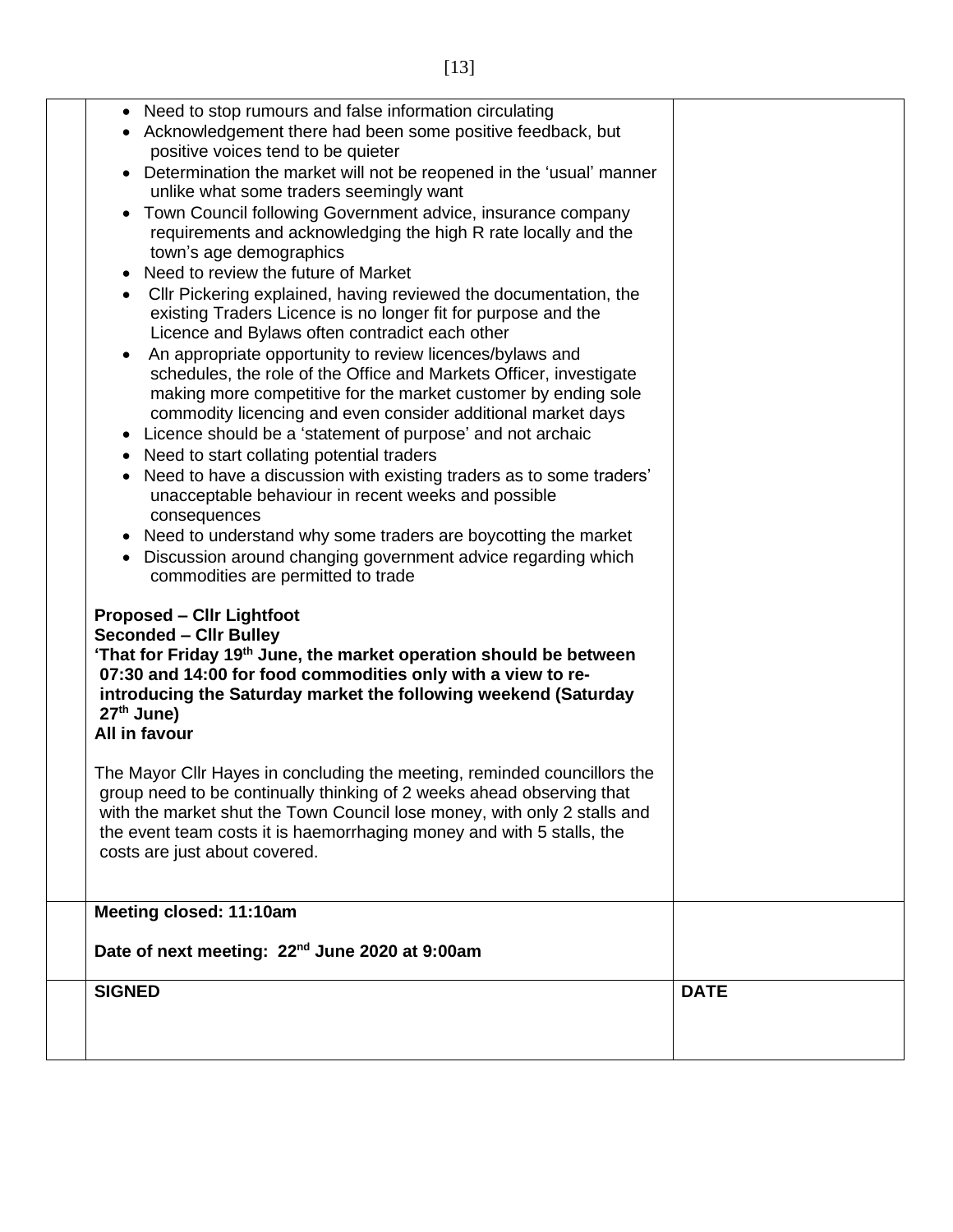| | | |
|---|---|---|
| | - Need to stop rumours and false information circulating<br>- Acknowledgement there had been some positive feedback, but positive voices tend to be quieter<br>- Determination the market will not be reopened in the 'usual' manner unlike what some traders seemingly want<br>- Town Council following Government advice, insurance company requirements and acknowledging the high R rate locally and the town's age demographics<br>- Need to review the future of Market<br>- Cllr Pickering explained, having reviewed the documentation, the existing Traders Licence is no longer fit for purpose and the Licence and Bylaws often contradict each other<br>- An appropriate opportunity to review licences/bylaws and schedules, the role of the Office and Markets Officer, investigate making more competitive for the market customer by ending sole commodity licencing and even consider additional market days<br>- Licence should be a 'statement of purpose' and not archaic<br>- Need to start collating potential traders<br>- Need to have a discussion with existing traders as to some traders' unacceptable behaviour in recent weeks and possible consequences<br>- Need to understand why some traders are boycotting the market<br>- Discussion around changing government advice regarding which commodities are permitted to trade<br><br>**Proposed – Cllr Lightfoot**<br>**Seconded – Cllr Bulley**<br>**'That for Friday 19th June, the market operation should be between 07:30 and 14:00 for food commodities only with a view to re-introducing the Saturday market the following weekend (Saturday 27th June)**<br>**All in favour**<br><br>The Mayor Cllr Hayes in concluding the meeting, reminded councillors the group need to be continually thinking of 2 weeks ahead observing that with the market shut the Town Council lose money, with only 2 stalls and the event team costs it is haemorrhaging money and with 5 stalls, the costs are just about covered. | |
| | **Meeting closed: 11:10am**<br><br>**Date of next meeting: 22nd June 2020 at 9:00am** | |
| | **SIGNED** | **DATE** |